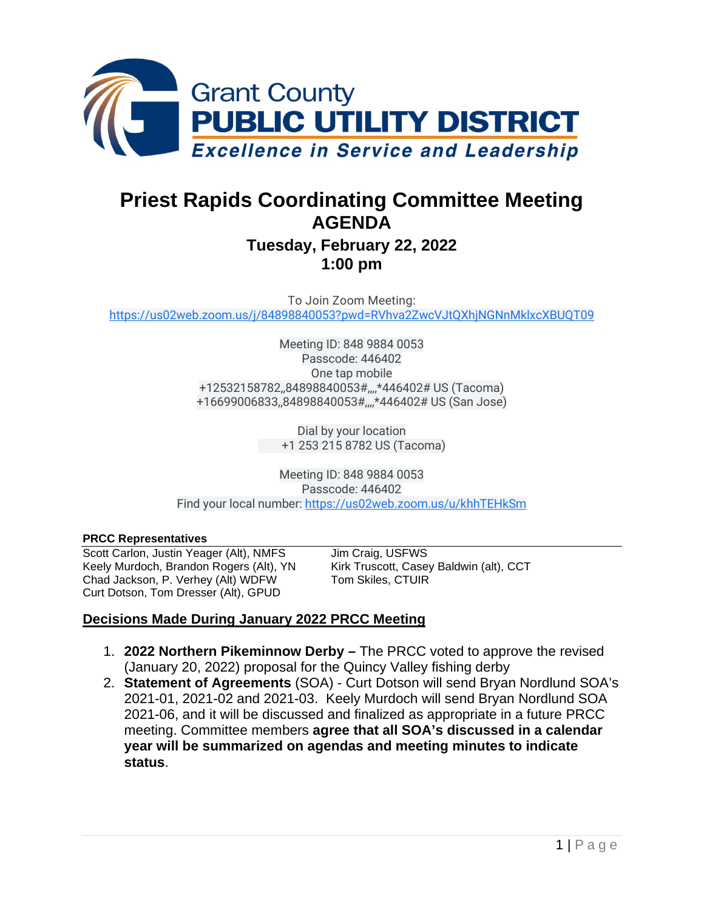Grant County
**PUBLIC UTILITY DISTRICT**
*Excellence in Service and Leadership*

# Priest Rapids Coordinating Committee Meeting

## AGENDA

### Tuesday, February 22, 2022

### 1:00 pm

To Join Zoom Meeting:
https://us02web.zoom.us/j/84898840053?pwd=RVhva2ZwcVJtQXhjNGNnMklxcXBUQT09

Meeting ID: 848 9884 0053
Passcode: 446402
One tap mobile
+12532158782,,84898840053#,,,,*446402# US (Tacoma)
+16699006833,,84898840053#,,,,*446402# US (San Jose)

Dial by your location
+1 253 215 8782 US (Tacoma)

Meeting ID: 848 9884 0053
Passcode: 446402
Find your local number: https://us02web.zoom.us/u/khhTEHkSm

**PRCC Representatives**

Scott Carlon, Justin Yeager (Alt), NMFS
Keely Murdoch, Brandon Rogers (Alt), YN
Chad Jackson, P. Verhey (Alt) WDFW
Curt Dotson, Tom Dresser (Alt), GPUD
Jim Craig, USFWS
Kirk Truscott, Casey Baldwin (alt), CCT
Tom Skiles, CTUIR

## Decisions Made During January 2022 PRCC Meeting

1. **2022 Northern Pikeminnow Derby –** The PRCC voted to approve the revised (January 20, 2022) proposal for the Quincy Valley fishing derby
2. **Statement of Agreements** (SOA) - Curt Dotson will send Bryan Nordlund SOA's 2021-01, 2021-02 and 2021-03. Keely Murdoch will send Bryan Nordlund SOA 2021-06, and it will be discussed and finalized as appropriate in a future PRCC meeting. Committee members **agree that all SOA's discussed in a calendar year will be summarized on agendas and meeting minutes to indicate status**.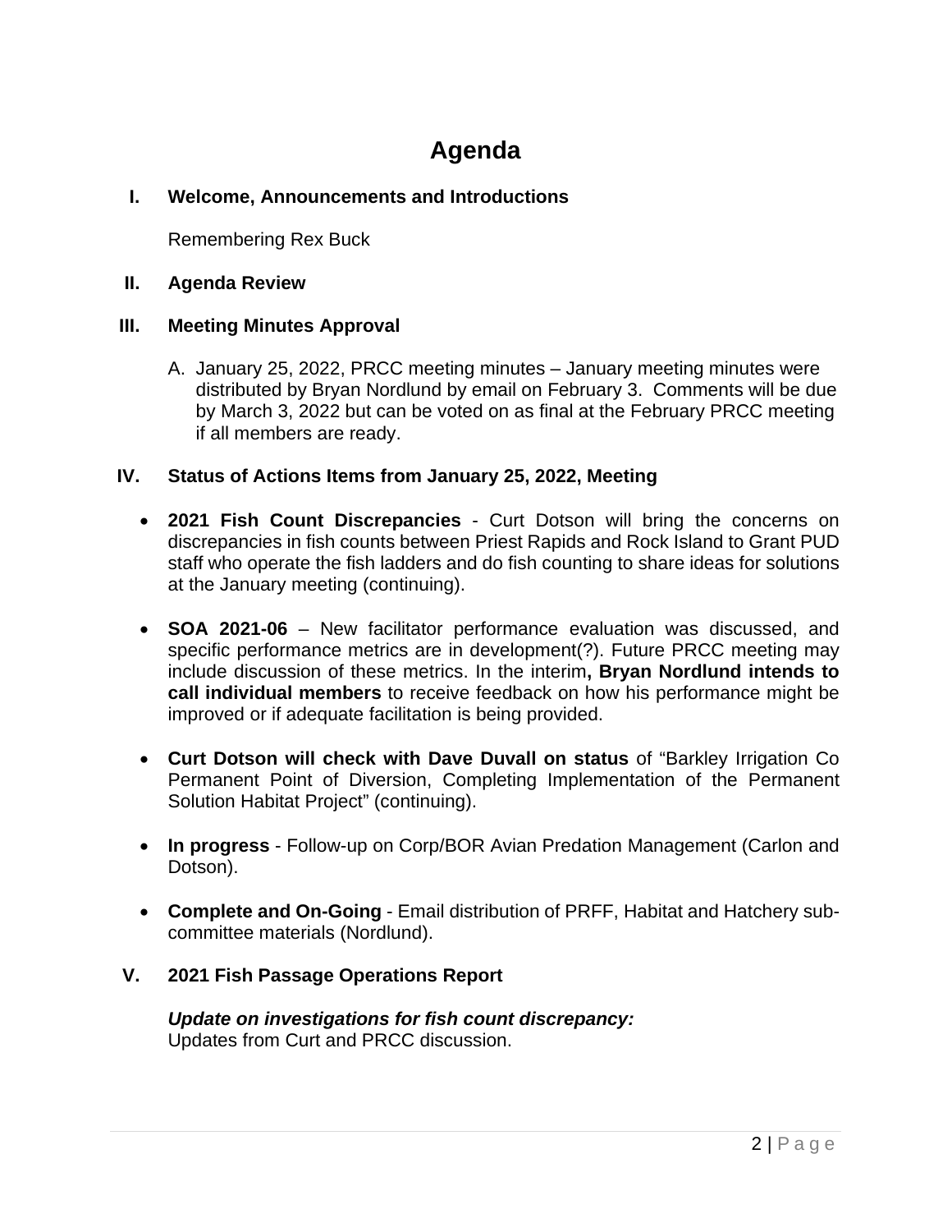# Agenda

## I. Welcome, Announcements and Introductions

Remembering Rex Buck

## II. Agenda Review

## III. Meeting Minutes Approval

A. January 25, 2022, PRCC meeting minutes – January meeting minutes were distributed by Bryan Nordlund by email on February 3. Comments will be due by March 3, 2022 but can be voted on as final at the February PRCC meeting if all members are ready.

## IV. Status of Actions Items from January 25, 2022, Meeting

- **2021 Fish Count Discrepancies** - Curt Dotson will bring the concerns on discrepancies in fish counts between Priest Rapids and Rock Island to Grant PUD staff who operate the fish ladders and do fish counting to share ideas for solutions at the January meeting (continuing).
- **SOA 2021-06** – New facilitator performance evaluation was discussed, and specific performance metrics are in development(?). Future PRCC meeting may include discussion of these metrics. In the interim**, Bryan Nordlund intends to call individual members** to receive feedback on how his performance might be improved or if adequate facilitation is being provided.
- **Curt Dotson will check with Dave Duvall on status** of "Barkley Irrigation Co Permanent Point of Diversion, Completing Implementation of the Permanent Solution Habitat Project" (continuing).
- **In progress** - Follow-up on Corp/BOR Avian Predation Management (Carlon and Dotson).
- **Complete and On-Going** - Email distribution of PRFF, Habitat and Hatchery sub-committee materials (Nordlund).

## V. 2021 Fish Passage Operations Report

***Update on investigations for fish count discrepancy:***
Updates from Curt and PRCC discussion.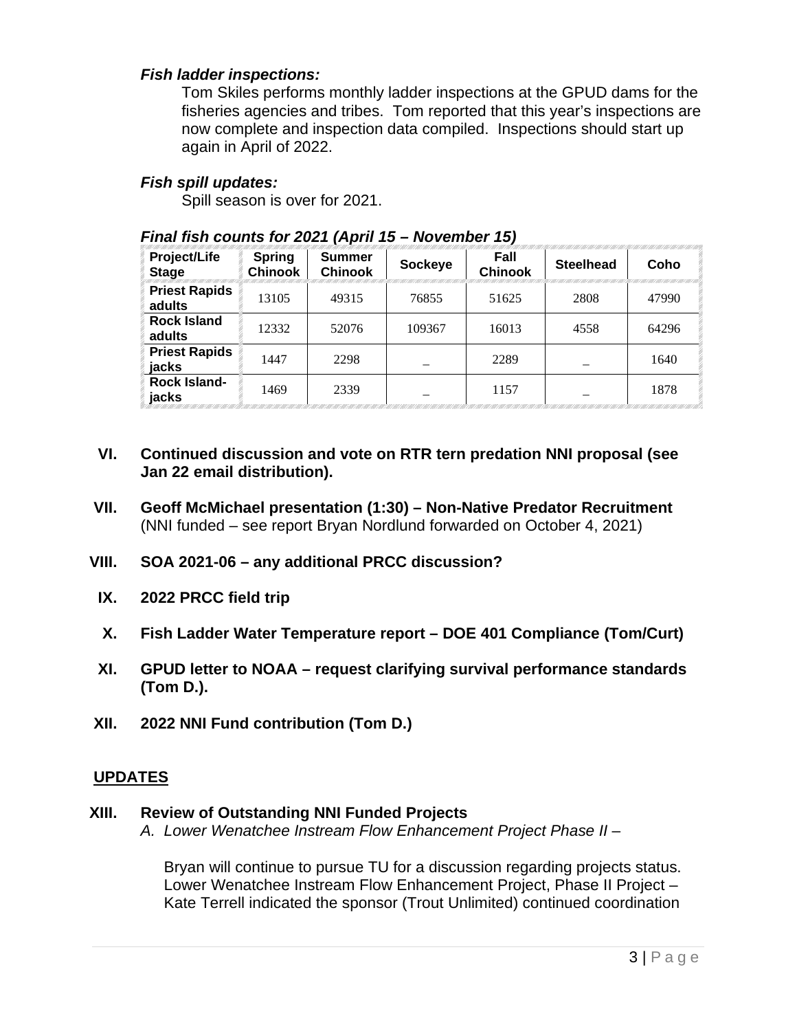***Fish ladder inspections:***

Tom Skiles performs monthly ladder inspections at the GPUD dams for the fisheries agencies and tribes. Tom reported that this year's inspections are now complete and inspection data compiled. Inspections should start up again in April of 2022.

***Fish spill updates:***

Spill season is over for 2021.

***Final fish counts for 2021 (April 15 – November 15)***

| Project/Life Stage | Spring Chinook | Summer Chinook | Sockeye | Fall Chinook | Steelhead | Coho |
|---|---|---|---|---|---|---|
| **Priest Rapids adults** | 13105 | 49315 | 76855 | 51625 | 2808 | 47990 |
| **Rock Island adults** | 12332 | 52076 | 109367 | 16013 | 4558 | 64296 |
| **Priest Rapids jacks** | 1447 | 2298 | _ | 2289 | _ | 1640 |
| **Rock Island-jacks** | 1469 | 2339 | _ | 1157 | _ | 1878 |

**VI. Continued discussion and vote on RTR tern predation NNI proposal (see Jan 22 email distribution).**

**VII. Geoff McMichael presentation (1:30) – Non-Native Predator Recruitment** (NNI funded – see report Bryan Nordlund forwarded on October 4, 2021)

**VIII. SOA 2021-06 – any additional PRCC discussion?**

**IX. 2022 PRCC field trip**

**X. Fish Ladder Water Temperature report – DOE 401 Compliance (Tom/Curt)**

**XI. GPUD letter to NOAA – request clarifying survival performance standards (Tom D.).**

**XII. 2022 NNI Fund contribution (Tom D.)**

## UPDATES

**XIII. Review of Outstanding NNI Funded Projects**

A. *Lower Wenatchee Instream Flow Enhancement Project Phase II –*

Bryan will continue to pursue TU for a discussion regarding projects status. Lower Wenatchee Instream Flow Enhancement Project, Phase II Project – Kate Terrell indicated the sponsor (Trout Unlimited) continued coordination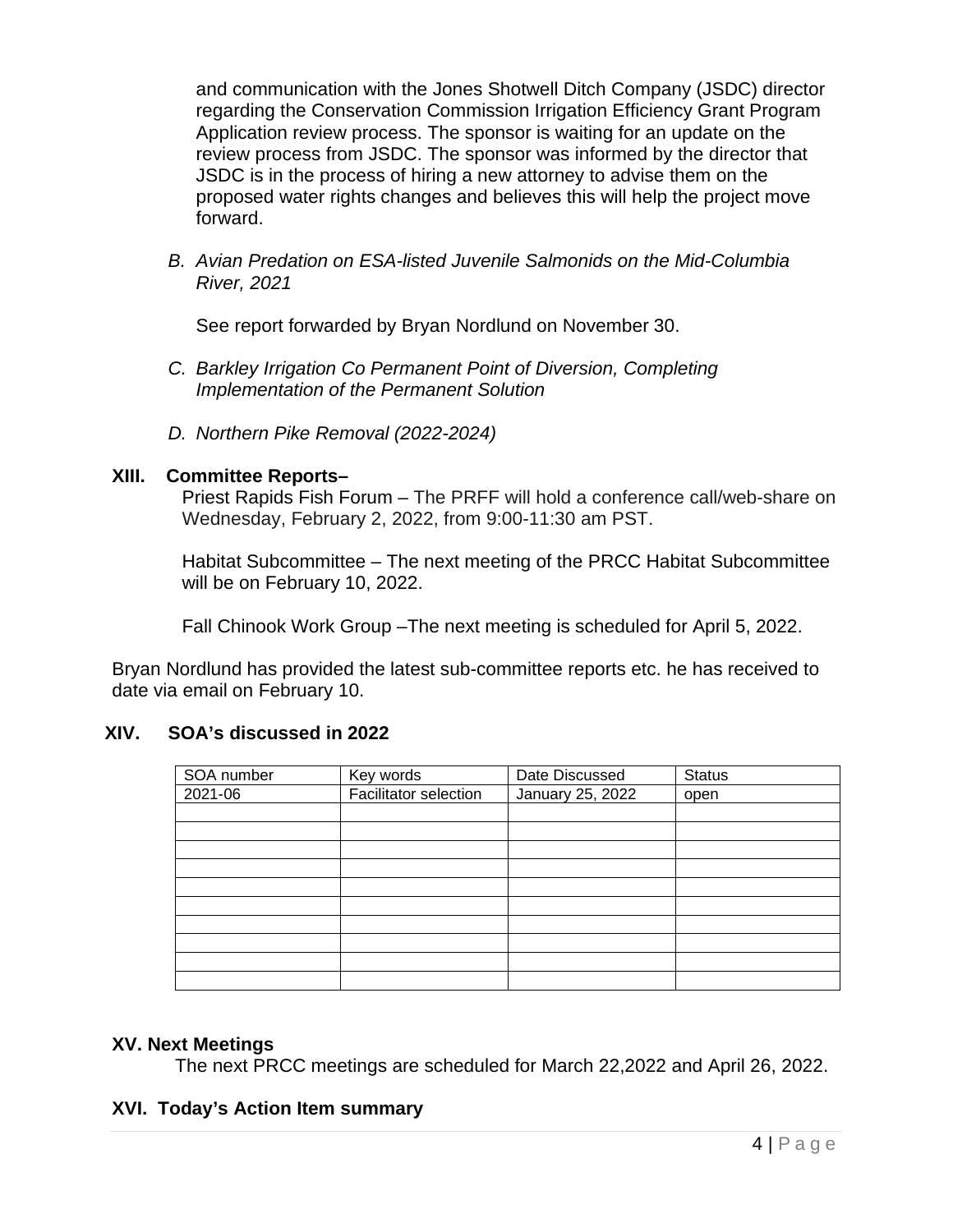and communication with the Jones Shotwell Ditch Company (JSDC) director regarding the Conservation Commission Irrigation Efficiency Grant Program Application review process. The sponsor is waiting for an update on the review process from JSDC. The sponsor was informed by the director that JSDC is in the process of hiring a new attorney to advise them on the proposed water rights changes and believes this will help the project move forward.

B. *Avian Predation on ESA-listed Juvenile Salmonids on the Mid-Columbia River, 2021*

See report forwarded by Bryan Nordlund on November 30.

C. *Barkley Irrigation Co Permanent Point of Diversion, Completing Implementation of the Permanent Solution*

D. *Northern Pike Removal (2022-2024)*

## XIII. Committee Reports–

Priest Rapids Fish Forum – The PRFF will hold a conference call/web-share on Wednesday, February 2, 2022, from 9:00-11:30 am PST.

Habitat Subcommittee – The next meeting of the PRCC Habitat Subcommittee will be on February 10, 2022.

Fall Chinook Work Group –The next meeting is scheduled for April 5, 2022.

Bryan Nordlund has provided the latest sub-committee reports etc. he has received to date via email on February 10.

## XIV. SOA's discussed in 2022

| SOA number | Key words | Date Discussed | Status |
|---|---|---|---|
| 2021-06 | Facilitator selection | January 25, 2022 | open |
| | | | |
| | | | |
| | | | |
| | | | |
| | | | |
| | | | |
| | | | |
| | | | |
| | | | |
| | | | |

## XV. Next Meetings

The next PRCC meetings are scheduled for March 22,2022 and April 26, 2022.

## XVI. Today's Action Item summary